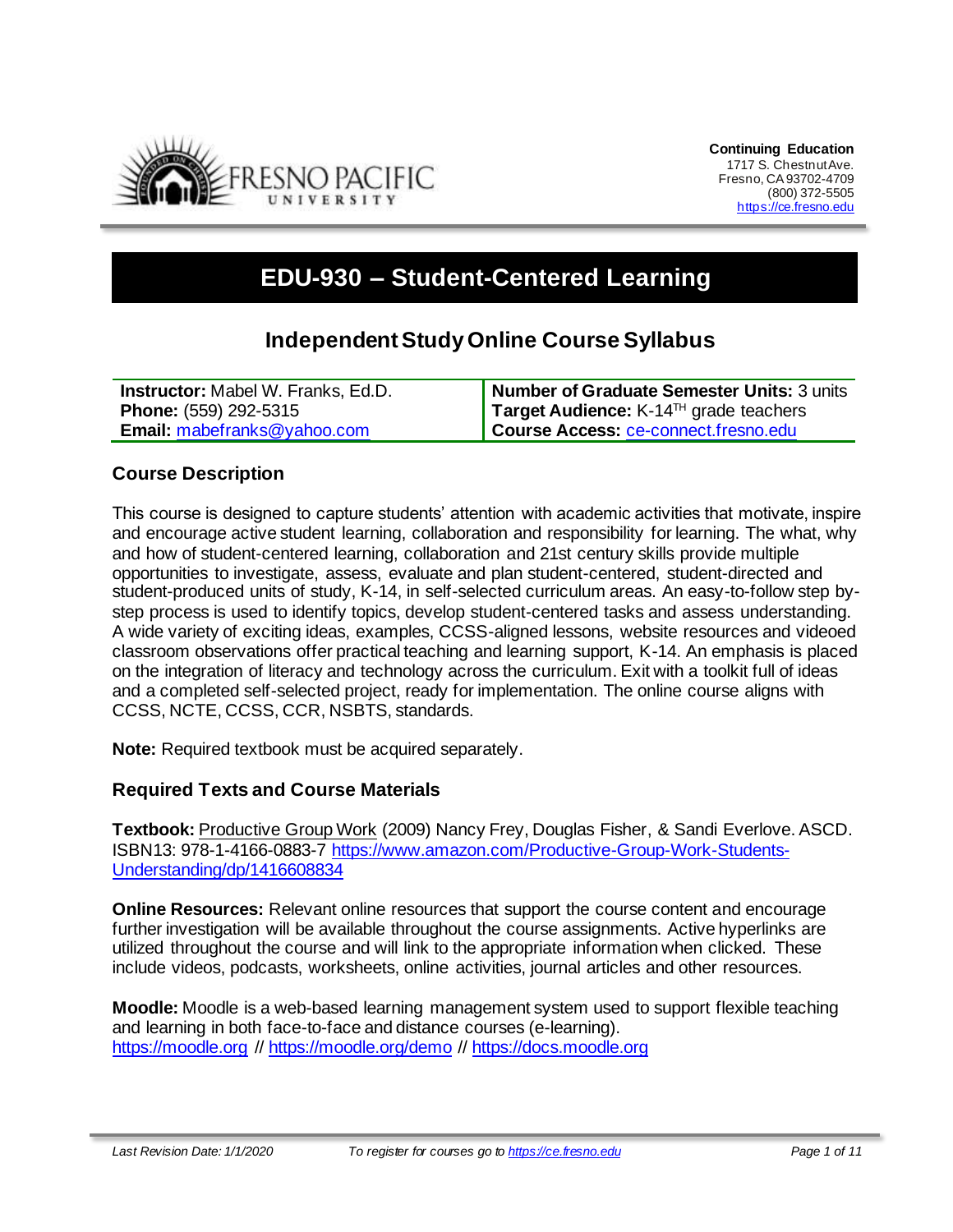**Continuing Education**
1717 S. Chestnut Ave.
Fresno, CA 93702-4709
(800) 372-5505
https://ce.fresno.edu

# EDU-930 – Student-Centered Learning

## Independent Study Online Course Syllabus

| **Instructor:** Mabel W. Franks, Ed.D. | **Number of Graduate Semester Units:** 3 units |
| --- | --- |
| **Phone:** (559) 292-5315 | **Target Audience:** K-14TH grade teachers |
| **Email:** mabefranks@yahoo.com | **Course Access:** ce-connect.fresno.edu |

### Course Description

This course is designed to capture students' attention with academic activities that motivate, inspire and encourage active student learning, collaboration and responsibility for learning. The what, why and how of student-centered learning, collaboration and 21st century skills provide multiple opportunities to investigate, assess, evaluate and plan student-centered, student-directed and student-produced units of study, K-14, in self-selected curriculum areas. An easy-to-follow step by-step process is used to identify topics, develop student-centered tasks and assess understanding. A wide variety of exciting ideas, examples, CCSS-aligned lessons, website resources and videoed classroom observations offer practical teaching and learning support, K-14. An emphasis is placed on the integration of literacy and technology across the curriculum. Exit with a toolkit full of ideas and a completed self-selected project, ready for implementation. The online course aligns with CCSS, NCTE, CCSS, CCR, NSBTS, standards.

**Note:** Required textbook must be acquired separately.

### Required Texts and Course Materials

**Textbook:** Productive Group Work (2009) Nancy Frey, Douglas Fisher, & Sandi Everlove. ASCD. ISBN13: 978-1-4166-0883-7 https://www.amazon.com/Productive-Group-Work-Students-Understanding/dp/1416608834

**Online Resources:** Relevant online resources that support the course content and encourage further investigation will be available throughout the course assignments. Active hyperlinks are utilized throughout the course and will link to the appropriate information when clicked. These include videos, podcasts, worksheets, online activities, journal articles and other resources.

**Moodle:** Moodle is a web-based learning management system used to support flexible teaching and learning in both face-to-face and distance courses (e-learning).
https://moodle.org // https://moodle.org/demo // https://docs.moodle.org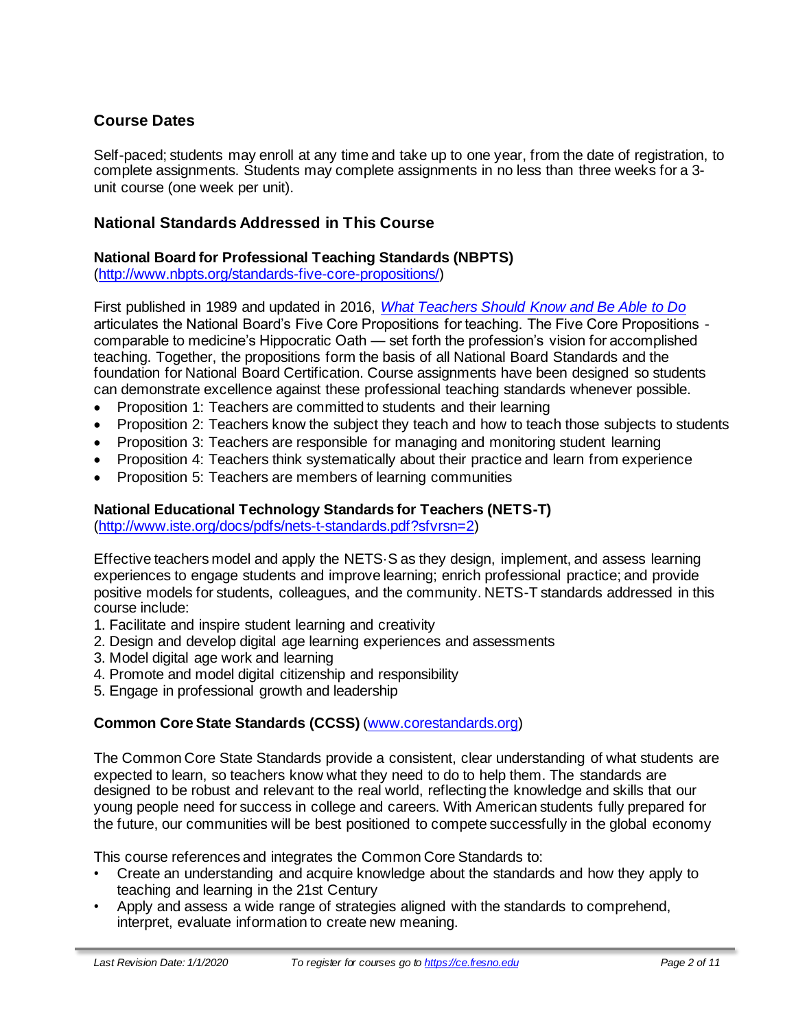## Course Dates

Self-paced; students may enroll at any time and take up to one year, from the date of registration, to complete assignments. Students may complete assignments in no less than three weeks for a 3-unit course (one week per unit).

## National Standards Addressed in This Course

### National Board for Professional Teaching Standards (NBPTS)

(http://www.nbpts.org/standards-five-core-propositions/)

First published in 1989 and updated in 2016, *What Teachers Should Know and Be Able to Do* articulates the National Board's Five Core Propositions for teaching. The Five Core Propositions - comparable to medicine's Hippocratic Oath — set forth the profession's vision for accomplished teaching. Together, the propositions form the basis of all National Board Standards and the foundation for National Board Certification. Course assignments have been designed so students can demonstrate excellence against these professional teaching standards whenever possible.

- Proposition 1: Teachers are committed to students and their learning
- Proposition 2: Teachers know the subject they teach and how to teach those subjects to students
- Proposition 3: Teachers are responsible for managing and monitoring student learning
- Proposition 4: Teachers think systematically about their practice and learn from experience
- Proposition 5: Teachers are members of learning communities

### National Educational Technology Standards for Teachers (NETS-T)

(http://www.iste.org/docs/pdfs/nets-t-standards.pdf?sfvrsn=2)

Effective teachers model and apply the NETS·S as they design, implement, and assess learning experiences to engage students and improve learning; enrich professional practice; and provide positive models for students, colleagues, and the community. NETS-T standards addressed in this course include:

1. Facilitate and inspire student learning and creativity
2. Design and develop digital age learning experiences and assessments
3. Model digital age work and learning
4. Promote and model digital citizenship and responsibility
5. Engage in professional growth and leadership

### Common Core State Standards (CCSS) (www.corestandards.org)

The Common Core State Standards provide a consistent, clear understanding of what students are expected to learn, so teachers know what they need to do to help them. The standards are designed to be robust and relevant to the real world, reflecting the knowledge and skills that our young people need for success in college and careers. With American students fully prepared for the future, our communities will be best positioned to compete successfully in the global economy

This course references and integrates the Common Core Standards to:

- Create an understanding and acquire knowledge about the standards and how they apply to teaching and learning in the 21st Century
- Apply and assess a wide range of strategies aligned with the standards to comprehend, interpret, evaluate information to create new meaning.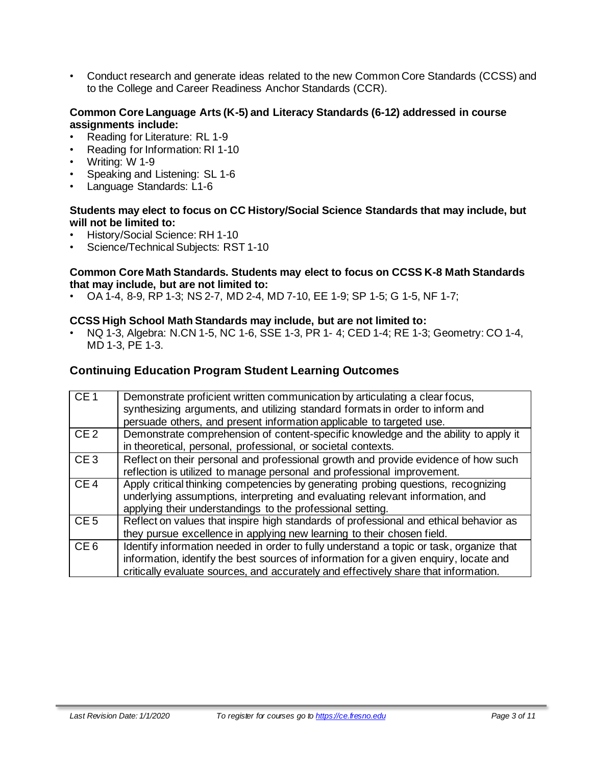- Conduct research and generate ideas related to the new Common Core Standards (CCSS) and to the College and Career Readiness Anchor Standards (CCR).

**Common Core Language Arts (K-5) and Literacy Standards (6-12) addressed in course assignments include:**

- Reading for Literature: RL 1-9
- Reading for Information: RI 1-10
- Writing: W 1-9
- Speaking and Listening: SL 1-6
- Language Standards: L1-6

**Students may elect to focus on CC History/Social Science Standards that may include, but will not be limited to:**

- History/Social Science: RH 1-10
- Science/Technical Subjects: RST 1-10

**Common Core Math Standards. Students may elect to focus on CCSS K-8 Math Standards that may include, but are not limited to:**

- OA 1-4, 8-9, RP 1-3; NS 2-7, MD 2-4, MD 7-10, EE 1-9; SP 1-5; G 1-5, NF 1-7;

**CCSS High School Math Standards may include, but are not limited to:**

- NQ 1-3, Algebra: N.CN 1-5, NC 1-6, SSE 1-3, PR 1- 4; CED 1-4; RE 1-3; Geometry: CO 1-4, MD 1-3, PE 1-3.

## Continuing Education Program Student Learning Outcomes

| | |
|---|---|
| CE 1 | Demonstrate proficient written communication by articulating a clear focus, synthesizing arguments, and utilizing standard formats in order to inform and persuade others, and present information applicable to targeted use. |
| CE 2 | Demonstrate comprehension of content-specific knowledge and the ability to apply it in theoretical, personal, professional, or societal contexts. |
| CE 3 | Reflect on their personal and professional growth and provide evidence of how such reflection is utilized to manage personal and professional improvement. |
| CE 4 | Apply critical thinking competencies by generating probing questions, recognizing underlying assumptions, interpreting and evaluating relevant information, and applying their understandings to the professional setting. |
| CE 5 | Reflect on values that inspire high standards of professional and ethical behavior as they pursue excellence in applying new learning to their chosen field. |
| CE 6 | Identify information needed in order to fully understand a topic or task, organize that information, identify the best sources of information for a given enquiry, locate and critically evaluate sources, and accurately and effectively share that information. |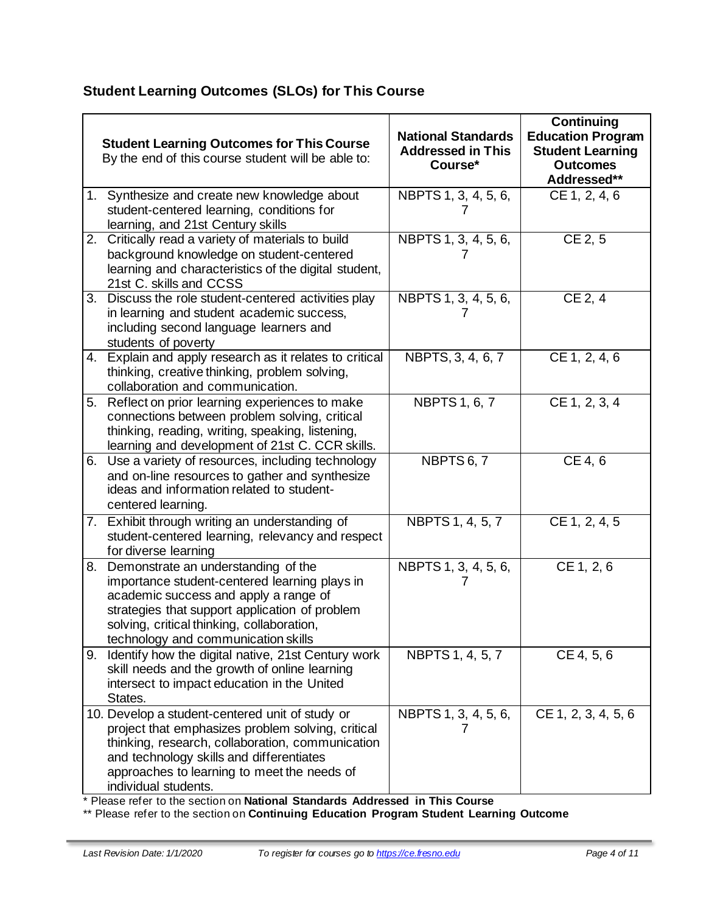## Student Learning Outcomes (SLOs) for This Course

| **Student Learning Outcomes for This Course** By the end of this course student will be able to: | **National Standards Addressed in This Course*** | **Continuing Education Program Student Learning Outcomes Addressed**** |
|---|---|---|
| 1. Synthesize and create new knowledge about student-centered learning, conditions for learning, and 21st Century skills | NBPTS 1, 3, 4, 5, 6, 7 | CE 1, 2, 4, 6 |
| 2. Critically read a variety of materials to build background knowledge on student-centered learning and characteristics of the digital student, 21st C. skills and CCSS | NBPTS 1, 3, 4, 5, 6, 7 | CE 2, 5 |
| 3. Discuss the role student-centered activities play in learning and student academic success, including second language learners and students of poverty | NBPTS 1, 3, 4, 5, 6, 7 | CE 2, 4 |
| 4. Explain and apply research as it relates to critical thinking, creative thinking, problem solving, collaboration and communication. | NBPTS, 3, 4, 6, 7 | CE 1, 2, 4, 6 |
| 5. Reflect on prior learning experiences to make connections between problem solving, critical thinking, reading, writing, speaking, listening, learning and development of 21st C. CCR skills. | NBPTS 1, 6, 7 | CE 1, 2, 3, 4 |
| 6. Use a variety of resources, including technology and on-line resources to gather and synthesize ideas and information related to student-centered learning. | NBPTS 6, 7 | CE 4, 6 |
| 7. Exhibit through writing an understanding of student-centered learning, relevancy and respect for diverse learning | NBPTS 1, 4, 5, 7 | CE 1, 2, 4, 5 |
| 8. Demonstrate an understanding of the importance student-centered learning plays in academic success and apply a range of strategies that support application of problem solving, critical thinking, collaboration, technology and communication skills | NBPTS 1, 3, 4, 5, 6, 7 | CE 1, 2, 6 |
| 9. Identify how the digital native, 21st Century work skill needs and the growth of online learning intersect to impact education in the United States. | NBPTS 1, 4, 5, 7 | CE 4, 5, 6 |
| 10. Develop a student-centered unit of study or project that emphasizes problem solving, critical thinking, research, collaboration, communication and technology skills and differentiates approaches to learning to meet the needs of individual students. | NBPTS 1, 3, 4, 5, 6, 7 | CE 1, 2, 3, 4, 5, 6 |

\* Please refer to the section on **National Standards Addressed in This Course**

** Please refer to the section on **Continuing Education Program Student Learning Outcome**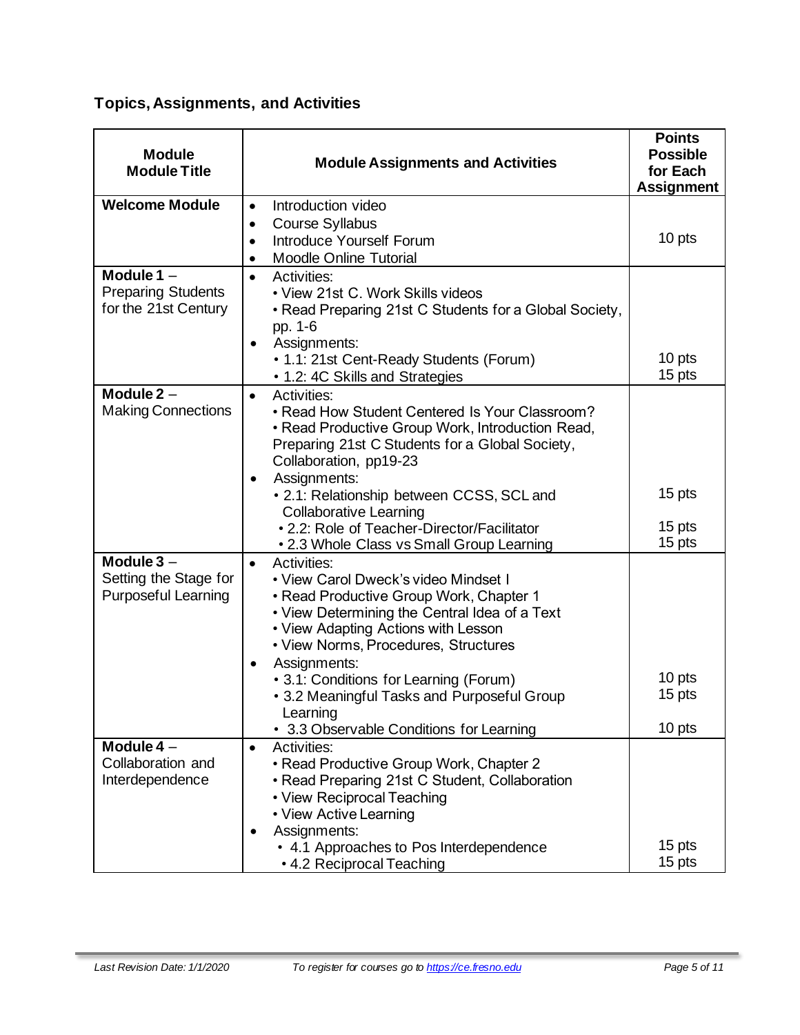### Topics, Assignments, and Activities

| Module<br>Module Title | Module Assignments and Activities | Points Possible for Each Assignment |
|---|---|---|
| **Welcome Module** | • Introduction video<br>• Course Syllabus<br>• Introduce Yourself Forum<br>• Moodle Online Tutorial | 10 pts |
| **Module 1** – Preparing Students for the 21st Century | • Activities:<br>  • View 21st C. Work Skills videos<br>  • Read Preparing 21st C Students for a Global Society, pp. 1-6<br>• Assignments:<br>  • 1.1: 21st Cent-Ready Students (Forum)<br>  • 1.2: 4C Skills and Strategies | <br><br><br><br>10 pts<br>15 pts |
| **Module 2** – Making Connections | • Activities:<br>  • Read How Student Centered Is Your Classroom?<br>  • Read Productive Group Work, Introduction Read, Preparing 21st C Students for a Global Society, Collaboration, pp19-23<br>• Assignments:<br>  • 2.1: Relationship between CCSS, SCL and Collaborative Learning<br>  • 2.2: Role of Teacher-Director/Facilitator<br>  • 2.3 Whole Class vs Small Group Learning | <br><br><br><br>15 pts<br><br>15 pts<br>15 pts |
| **Module 3** – Setting the Stage for Purposeful Learning | • Activities:<br>  • View Carol Dweck's video Mindset I<br>  • Read Productive Group Work, Chapter 1<br>  • View Determining the Central Idea of a Text<br>  • View Adapting Actions with Lesson<br>  • View Norms, Procedures, Structures<br>• Assignments:<br>  • 3.1: Conditions for Learning (Forum)<br>  • 3.2 Meaningful Tasks and Purposeful Group Learning<br>  • 3.3 Observable Conditions for Learning | <br><br><br><br><br><br><br>10 pts<br>15 pts<br><br>10 pts |
| **Module 4** – Collaboration and Interdependence | • Activities:<br>  • Read Productive Group Work, Chapter 2<br>  • Read Preparing 21st C Student, Collaboration<br>  • View Reciprocal Teaching<br>  • View Active Learning<br>• Assignments:<br>  • 4.1 Approaches to Pos Interdependence<br>  • 4.2 Reciprocal Teaching | <br><br><br><br><br><br>15 pts<br>15 pts |

*Last Revision Date: 1/1/2020* *To register for courses go to https://ce.fresno.edu*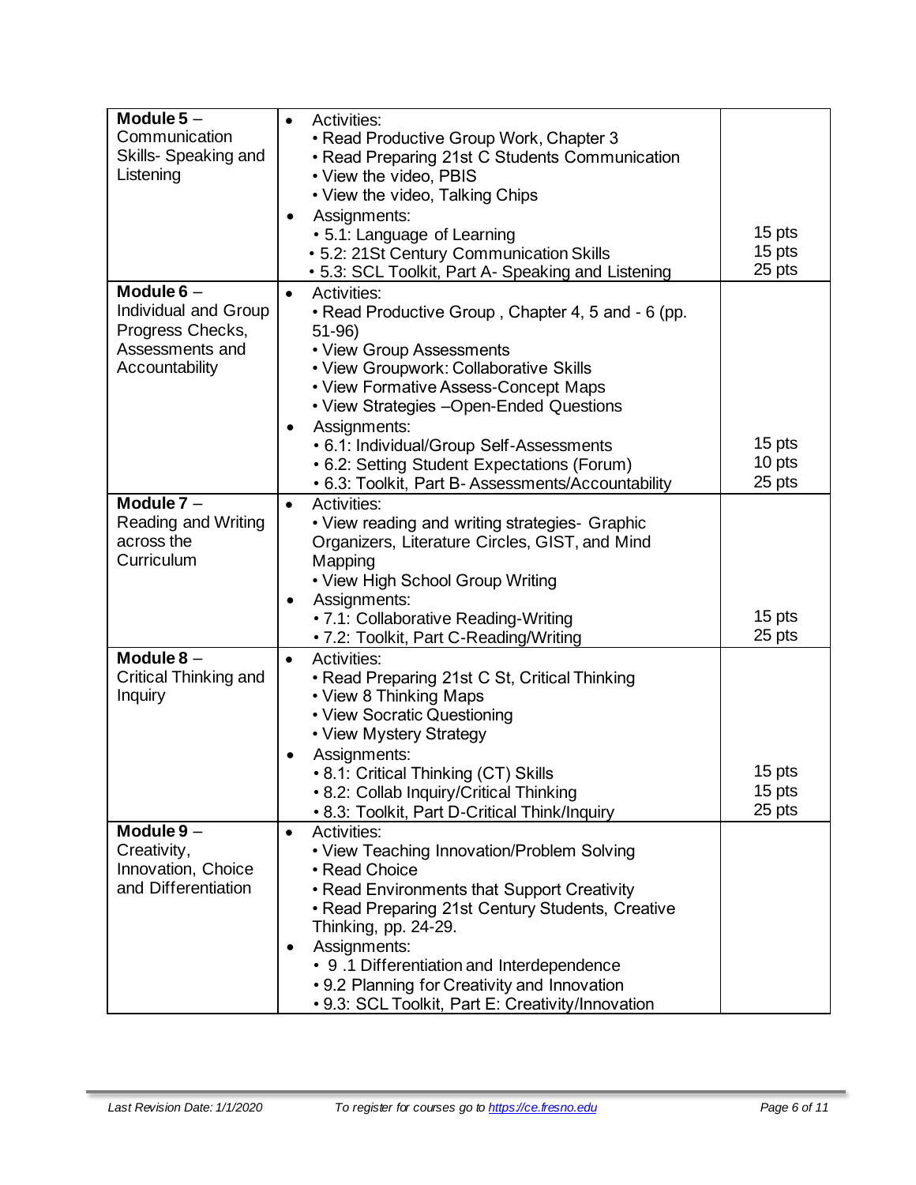| | | |
|---|---|---|
| **Module 5** – Communication Skills- Speaking and Listening | • Activities:<br>• Read Productive Group Work, Chapter 3<br>• Read Preparing 21st C Students Communication<br>• View the video, PBIS<br>• View the video, Talking Chips<br>• Assignments:<br>• 5.1: Language of Learning<br>• 5.2: 21St Century Communication Skills<br>• 5.3: SCL Toolkit, Part A- Speaking and Listening | 15 pts<br>15 pts<br>25 pts |
| **Module 6** – Individual and Group Progress Checks, Assessments and Accountability | • Activities:<br>• Read Productive Group , Chapter 4, 5 and - 6 (pp. 51-96)<br>• View Group Assessments<br>• View Groupwork: Collaborative Skills<br>• View Formative Assess-Concept Maps<br>• View Strategies –Open-Ended Questions<br>• Assignments:<br>• 6.1: Individual/Group Self-Assessments<br>• 6.2: Setting Student Expectations (Forum)<br>• 6.3: Toolkit, Part B- Assessments/Accountability | 15 pts<br>10 pts<br>25 pts |
| **Module 7** – Reading and Writing across the Curriculum | • Activities:<br>• View reading and writing strategies- Graphic Organizers, Literature Circles, GIST, and Mind Mapping<br>• View High School Group Writing<br>• Assignments:<br>• 7.1: Collaborative Reading-Writing<br>• 7.2: Toolkit, Part C-Reading/Writing | 15 pts<br>25 pts |
| **Module 8** – Critical Thinking and Inquiry | • Activities:<br>• Read Preparing 21st C St, Critical Thinking<br>• View 8 Thinking Maps<br>• View Socratic Questioning<br>• View Mystery Strategy<br>• Assignments:<br>• 8.1: Critical Thinking (CT) Skills<br>• 8.2: Collab Inquiry/Critical Thinking<br>• 8.3: Toolkit, Part D-Critical Think/Inquiry | 15 pts<br>15 pts<br>25 pts |
| **Module 9** – Creativity, Innovation, Choice and Differentiation | • Activities:<br>• View Teaching Innovation/Problem Solving<br>• Read Choice<br>• Read Environments that Support Creativity<br>• Read Preparing 21st Century Students, Creative Thinking, pp. 24-29.<br>• Assignments:<br>• 9 .1 Differentiation and Interdependence<br>• 9.2 Planning for Creativity and Innovation<br>• 9.3: SCL Toolkit, Part E: Creativity/Innovation | |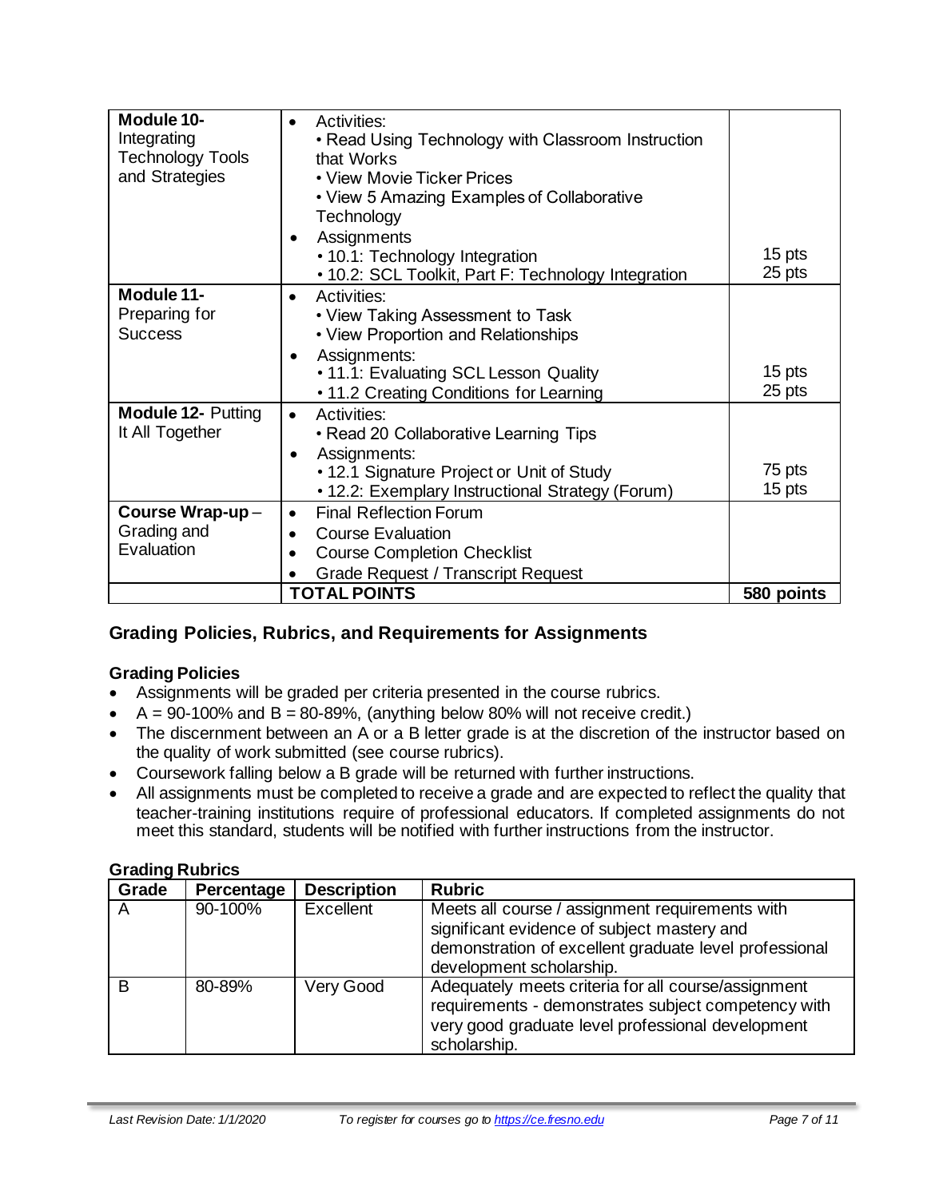| | | |
|---|---|---|
| **Module 10-** Integrating Technology Tools and Strategies | • Activities:<br>• Read Using Technology with Classroom Instruction that Works<br>• View Movie Ticker Prices<br>• View 5 Amazing Examples of Collaborative Technology<br>• Assignments<br>• 10.1: Technology Integration<br>• 10.2: SCL Toolkit, Part F: Technology Integration | <br><br><br><br><br>15 pts<br>25 pts |
| **Module 11-** Preparing for Success | • Activities:<br>• View Taking Assessment to Task<br>• View Proportion and Relationships<br>• Assignments:<br>• 11.1: Evaluating SCL Lesson Quality<br>• 11.2 Creating Conditions for Learning | <br><br><br><br>15 pts<br>25 pts |
| **Module 12-** Putting It All Together | • Activities:<br>• Read 20 Collaborative Learning Tips<br>• Assignments:<br>• 12.1 Signature Project or Unit of Study<br>• 12.2: Exemplary Instructional Strategy (Forum) | <br><br><br>75 pts<br>15 pts |
| **Course Wrap-up** – Grading and Evaluation | • Final Reflection Forum<br>• Course Evaluation<br>• Course Completion Checklist<br>• Grade Request / Transcript Request | |
| | **TOTAL POINTS** | **580 points** |

## Grading Policies, Rubrics, and Requirements for Assignments

### Grading Policies

- Assignments will be graded per criteria presented in the course rubrics.
- A = 90-100% and B = 80-89%, (anything below 80% will not receive credit.)
- The discernment between an A or a B letter grade is at the discretion of the instructor based on the quality of work submitted (see course rubrics).
- Coursework falling below a B grade will be returned with further instructions.
- All assignments must be completed to receive a grade and are expected to reflect the quality that teacher-training institutions require of professional educators. If completed assignments do not meet this standard, students will be notified with further instructions from the instructor.

### Grading Rubrics

| Grade | Percentage | Description | Rubric |
|---|---|---|---|
| A | 90-100% | Excellent | Meets all course / assignment requirements with significant evidence of subject mastery and demonstration of excellent graduate level professional development scholarship. |
| B | 80-89% | Very Good | Adequately meets criteria for all course/assignment requirements - demonstrates subject competency with very good graduate level professional development scholarship. |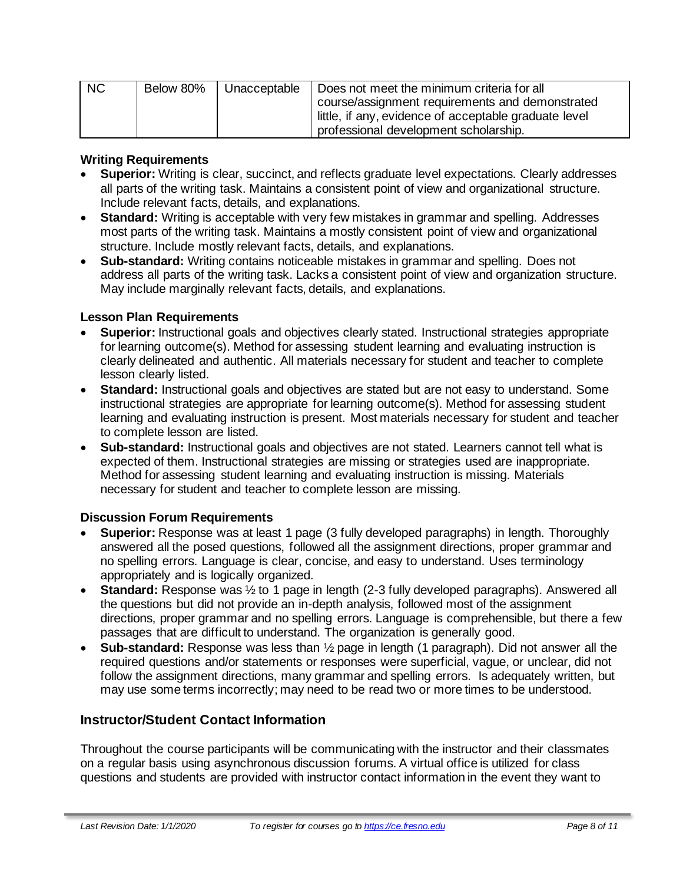| NC | Below 80% | Unacceptable | Does not meet the minimum criteria for all course/assignment requirements and demonstrated little, if any, evidence of acceptable graduate level professional development scholarship. |
|---|---|---|---|

**Writing Requirements**

- **Superior:** Writing is clear, succinct, and reflects graduate level expectations. Clearly addresses all parts of the writing task. Maintains a consistent point of view and organizational structure. Include relevant facts, details, and explanations.
- **Standard:** Writing is acceptable with very few mistakes in grammar and spelling. Addresses most parts of the writing task. Maintains a mostly consistent point of view and organizational structure. Include mostly relevant facts, details, and explanations.
- **Sub-standard:** Writing contains noticeable mistakes in grammar and spelling. Does not address all parts of the writing task. Lacks a consistent point of view and organization structure. May include marginally relevant facts, details, and explanations.

**Lesson Plan Requirements**

- **Superior:** Instructional goals and objectives clearly stated. Instructional strategies appropriate for learning outcome(s). Method for assessing student learning and evaluating instruction is clearly delineated and authentic. All materials necessary for student and teacher to complete lesson clearly listed.
- **Standard:** Instructional goals and objectives are stated but are not easy to understand. Some instructional strategies are appropriate for learning outcome(s). Method for assessing student learning and evaluating instruction is present. Most materials necessary for student and teacher to complete lesson are listed.
- **Sub-standard:** Instructional goals and objectives are not stated. Learners cannot tell what is expected of them. Instructional strategies are missing or strategies used are inappropriate. Method for assessing student learning and evaluating instruction is missing. Materials necessary for student and teacher to complete lesson are missing.

**Discussion Forum Requirements**

- **Superior:** Response was at least 1 page (3 fully developed paragraphs) in length. Thoroughly answered all the posed questions, followed all the assignment directions, proper grammar and no spelling errors. Language is clear, concise, and easy to understand. Uses terminology appropriately and is logically organized.
- **Standard:** Response was ½ to 1 page in length (2-3 fully developed paragraphs). Answered all the questions but did not provide an in-depth analysis, followed most of the assignment directions, proper grammar and no spelling errors. Language is comprehensible, but there a few passages that are difficult to understand. The organization is generally good.
- **Sub-standard:** Response was less than ½ page in length (1 paragraph). Did not answer all the required questions and/or statements or responses were superficial, vague, or unclear, did not follow the assignment directions, many grammar and spelling errors. Is adequately written, but may use some terms incorrectly; may need to be read two or more times to be understood.

## Instructor/Student Contact Information

Throughout the course participants will be communicating with the instructor and their classmates on a regular basis using asynchronous discussion forums. A virtual office is utilized for class questions and students are provided with instructor contact information in the event they want to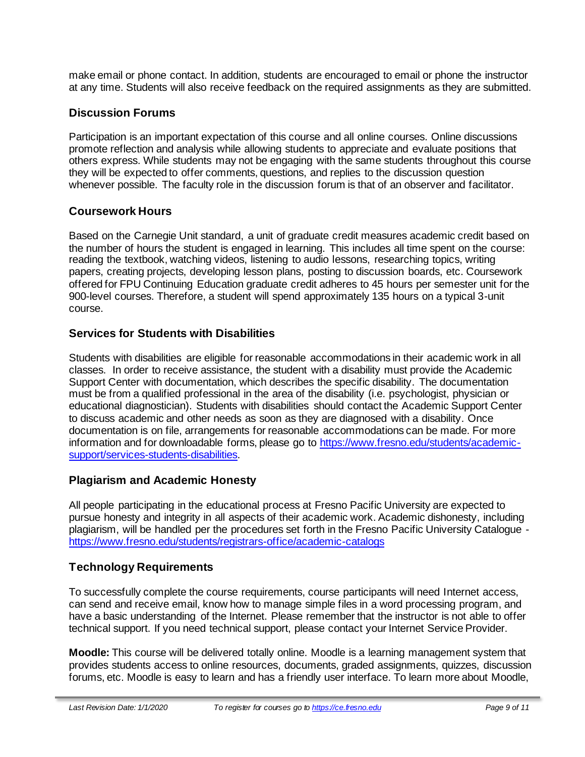make email or phone contact. In addition, students are encouraged to email or phone the instructor at any time. Students will also receive feedback on the required assignments as they are submitted.

### Discussion Forums

Participation is an important expectation of this course and all online courses. Online discussions promote reflection and analysis while allowing students to appreciate and evaluate positions that others express. While students may not be engaging with the same students throughout this course they will be expected to offer comments, questions, and replies to the discussion question whenever possible. The faculty role in the discussion forum is that of an observer and facilitator.

### Coursework Hours

Based on the Carnegie Unit standard, a unit of graduate credit measures academic credit based on the number of hours the student is engaged in learning. This includes all time spent on the course: reading the textbook, watching videos, listening to audio lessons, researching topics, writing papers, creating projects, developing lesson plans, posting to discussion boards, etc. Coursework offered for FPU Continuing Education graduate credit adheres to 45 hours per semester unit for the 900-level courses. Therefore, a student will spend approximately 135 hours on a typical 3-unit course.

### Services for Students with Disabilities

Students with disabilities are eligible for reasonable accommodations in their academic work in all classes. In order to receive assistance, the student with a disability must provide the Academic Support Center with documentation, which describes the specific disability. The documentation must be from a qualified professional in the area of the disability (i.e. psychologist, physician or educational diagnostician). Students with disabilities should contact the Academic Support Center to discuss academic and other needs as soon as they are diagnosed with a disability. Once documentation is on file, arrangements for reasonable accommodations can be made. For more information and for downloadable forms, please go to [https://www.fresno.edu/students/academic-support/services-students-disabilities](https://www.fresno.edu/students/academic-support/services-students-disabilities).

### Plagiarism and Academic Honesty

All people participating in the educational process at Fresno Pacific University are expected to pursue honesty and integrity in all aspects of their academic work. Academic dishonesty, including plagiarism, will be handled per the procedures set forth in the Fresno Pacific University Catalogue - [https://www.fresno.edu/students/registrars-office/academic-catalogs](https://www.fresno.edu/students/registrars-office/academic-catalogs)

### Technology Requirements

To successfully complete the course requirements, course participants will need Internet access, can send and receive email, know how to manage simple files in a word processing program, and have a basic understanding of the Internet. Please remember that the instructor is not able to offer technical support. If you need technical support, please contact your Internet Service Provider.

**Moodle:** This course will be delivered totally online. Moodle is a learning management system that provides students access to online resources, documents, graded assignments, quizzes, discussion forums, etc. Moodle is easy to learn and has a friendly user interface. To learn more about Moodle,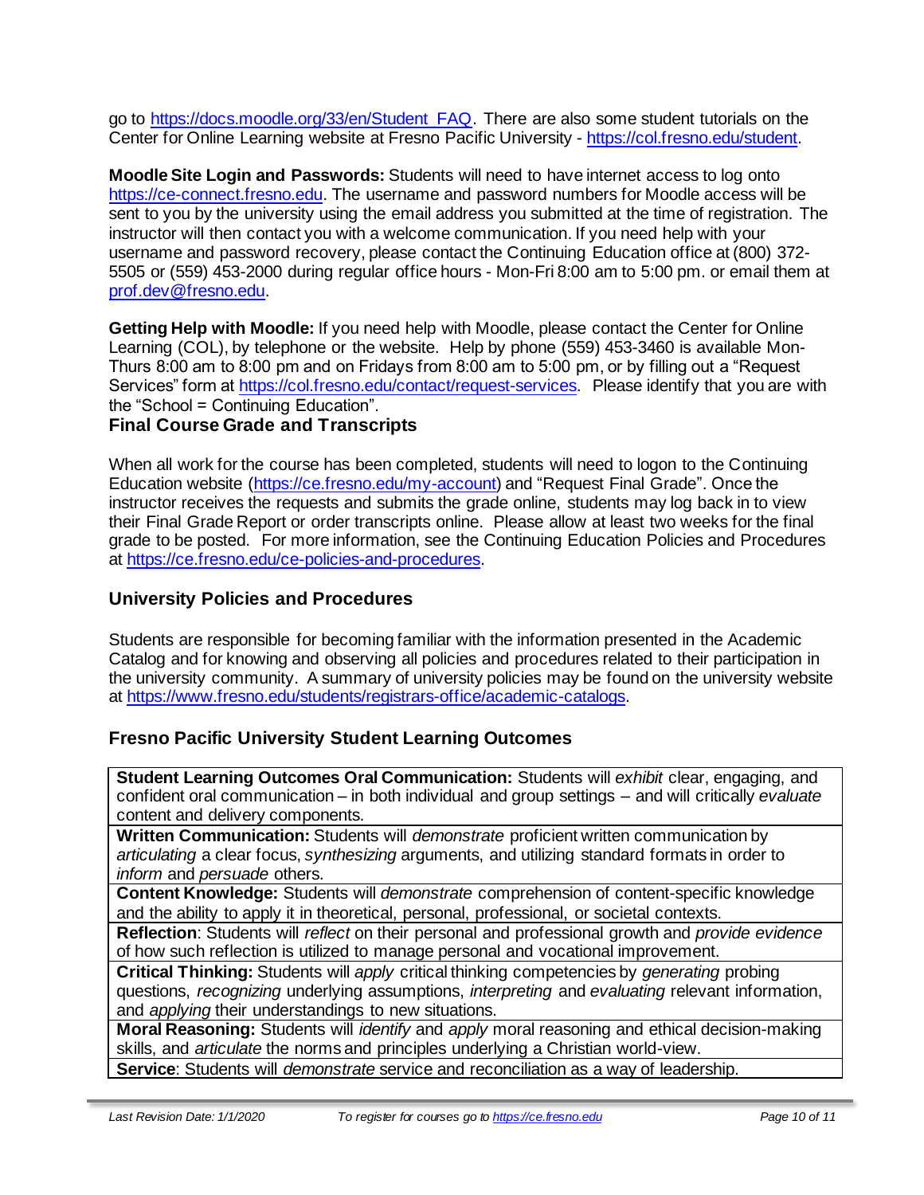go to https://docs.moodle.org/33/en/Student_FAQ. There are also some student tutorials on the Center for Online Learning website at Fresno Pacific University - https://col.fresno.edu/student.

**Moodle Site Login and Passwords:** Students will need to have internet access to log onto https://ce-connect.fresno.edu. The username and password numbers for Moodle access will be sent to you by the university using the email address you submitted at the time of registration. The instructor will then contact you with a welcome communication. If you need help with your username and password recovery, please contact the Continuing Education office at (800) 372-5505 or (559) 453-2000 during regular office hours - Mon-Fri 8:00 am to 5:00 pm. or email them at prof.dev@fresno.edu.

**Getting Help with Moodle:** If you need help with Moodle, please contact the Center for Online Learning (COL), by telephone or the website. Help by phone (559) 453-3460 is available Mon-Thurs 8:00 am to 8:00 pm and on Fridays from 8:00 am to 5:00 pm, or by filling out a "Request Services" form at https://col.fresno.edu/contact/request-services. Please identify that you are with the "School = Continuing Education".

## Final Course Grade and Transcripts

When all work for the course has been completed, students will need to logon to the Continuing Education website (https://ce.fresno.edu/my-account) and "Request Final Grade". Once the instructor receives the requests and submits the grade online, students may log back in to view their Final Grade Report or order transcripts online. Please allow at least two weeks for the final grade to be posted. For more information, see the Continuing Education Policies and Procedures at https://ce.fresno.edu/ce-policies-and-procedures.

## University Policies and Procedures

Students are responsible for becoming familiar with the information presented in the Academic Catalog and for knowing and observing all policies and procedures related to their participation in the university community. A summary of university policies may be found on the university website at https://www.fresno.edu/students/registrars-office/academic-catalogs.

## Fresno Pacific University Student Learning Outcomes

| Fresno Pacific University Student Learning Outcomes |
|---|
| **Student Learning Outcomes Oral Communication:** Students will *exhibit* clear, engaging, and confident oral communication – in both individual and group settings – and will critically *evaluate* content and delivery components. |
| **Written Communication:** Students will *demonstrate* proficient written communication by *articulating* a clear focus, *synthesizing* arguments, and utilizing standard formats in order to *inform* and *persuade* others. |
| **Content Knowledge:** Students will *demonstrate* comprehension of content-specific knowledge and the ability to apply it in theoretical, personal, professional, or societal contexts. |
| **Reflection**: Students will *reflect* on their personal and professional growth and *provide evidence* of how such reflection is utilized to manage personal and vocational improvement. |
| **Critical Thinking:** Students will *apply* critical thinking competencies by *generating* probing questions, *recognizing* underlying assumptions, *interpreting* and *evaluating* relevant information, and *applying* their understandings to new situations. |
| **Moral Reasoning:** Students will *identify* and *apply* moral reasoning and ethical decision-making skills, and *articulate* the norms and principles underlying a Christian world-view. |
| **Service**: Students will *demonstrate* service and reconciliation as a way of leadership. |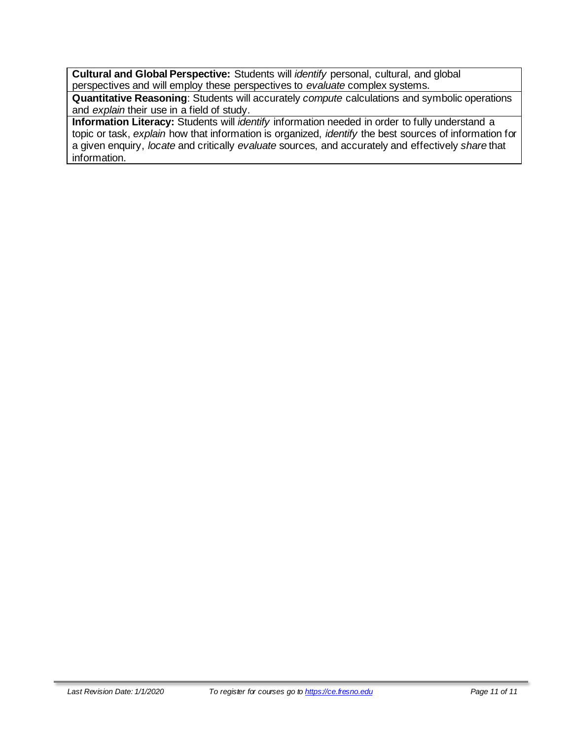| |
|---|
| **Cultural and Global Perspective:** Students will *identify* personal, cultural, and global perspectives and will employ these perspectives to *evaluate* complex systems. |
| **Quantitative Reasoning**: Students will accurately *compute* calculations and symbolic operations and *explain* their use in a field of study. |
| **Information Literacy:** Students will *identify* information needed in order to fully understand a topic or task, *explain* how that information is organized, *identify* the best sources of information for a given enquiry, *locate* and critically *evaluate* sources, and accurately and effectively *share* that information. |